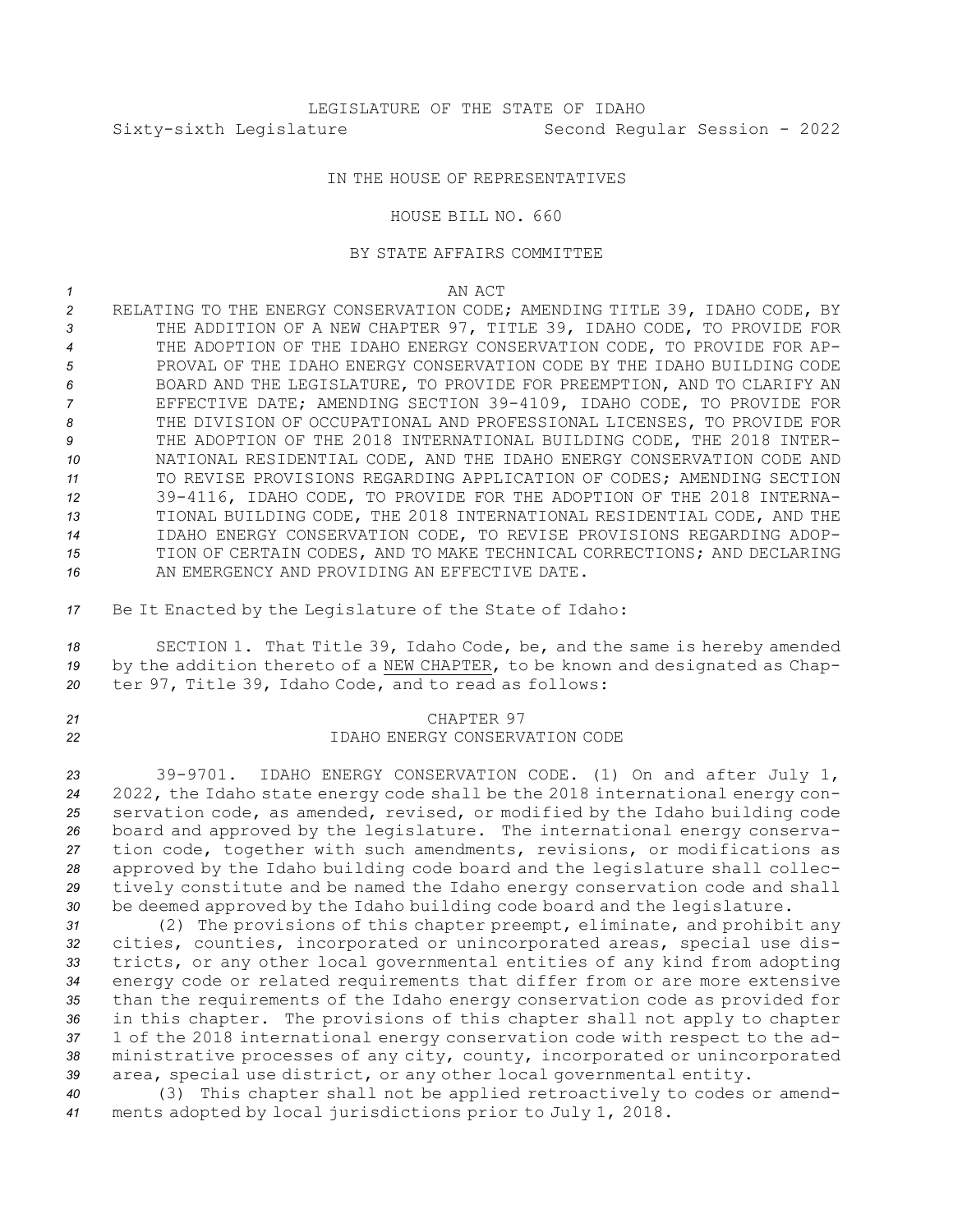LEGISLATURE OF THE STATE OF IDAHO

Sixty-sixth Legislature Second Regular Session - 2022

IN THE HOUSE OF REPRESENTATIVES

HOUSE BILL NO. 660

BY STATE AFFAIRS COMMITTEE

AN ACT

RELATING TO THE ENERGY CONSERVATION CODE; AMENDING TITLE 39, IDAHO CODE, BY THE ADDITION OF A NEW CHAPTER 97, TITLE 39, IDAHO CODE, TO PROVIDE FOR THE ADOPTION OF THE IDAHO ENERGY CONSERVATION CODE, TO PROVIDE FOR APPROVAL OF THE IDAHO ENERGY CONSERVATION CODE BY THE IDAHO BUILDING CODE BOARD AND THE LEGISLATURE, TO PROVIDE FOR PREEMPTION, AND TO CLARIFY AN EFFECTIVE DATE; AMENDING SECTION 39-4109, IDAHO CODE, TO PROVIDE FOR THE DIVISION OF OCCUPATIONAL AND PROFESSIONAL LICENSES, TO PROVIDE FOR THE ADOPTION OF THE 2018 INTERNATIONAL BUILDING CODE, THE 2018 INTERNATIONAL RESIDENTIAL CODE, AND THE IDAHO ENERGY CONSERVATION CODE AND TO REVISE PROVISIONS REGARDING APPLICATION OF CODES; AMENDING SECTION 39-4116, IDAHO CODE, TO PROVIDE FOR THE ADOPTION OF THE 2018 INTERNATIONAL BUILDING CODE, THE 2018 INTERNATIONAL RESIDENTIAL CODE, AND THE IDAHO ENERGY CONSERVATION CODE, TO REVISE PROVISIONS REGARDING ADOPTION OF CERTAIN CODES, AND TO MAKE TECHNICAL CORRECTIONS; AND DECLARING AN EMERGENCY AND PROVIDING AN EFFECTIVE DATE.

Be It Enacted by the Legislature of the State of Idaho:

SECTION 1. That Title 39, Idaho Code, be, and the same is hereby amended by the addition thereto of a NEW CHAPTER, to be known and designated as Chapter 97, Title 39, Idaho Code, and to read as follows:

CHAPTER 97
IDAHO ENERGY CONSERVATION CODE

39-9701. IDAHO ENERGY CONSERVATION CODE. (1) On and after July 1, 2022, the Idaho state energy code shall be the 2018 international energy conservation code, as amended, revised, or modified by the Idaho building code board and approved by the legislature. The international energy conservation code, together with such amendments, revisions, or modifications as approved by the Idaho building code board and the legislature shall collectively constitute and be named the Idaho energy conservation code and shall be deemed approved by the Idaho building code board and the legislature.

(2) The provisions of this chapter preempt, eliminate, and prohibit any cities, counties, incorporated or unincorporated areas, special use districts, or any other local governmental entities of any kind from adopting energy code or related requirements that differ from or are more extensive than the requirements of the Idaho energy conservation code as provided for in this chapter. The provisions of this chapter shall not apply to chapter 1 of the 2018 international energy conservation code with respect to the administrative processes of any city, county, incorporated or unincorporated area, special use district, or any other local governmental entity.

(3) This chapter shall not be applied retroactively to codes or amendments adopted by local jurisdictions prior to July 1, 2018.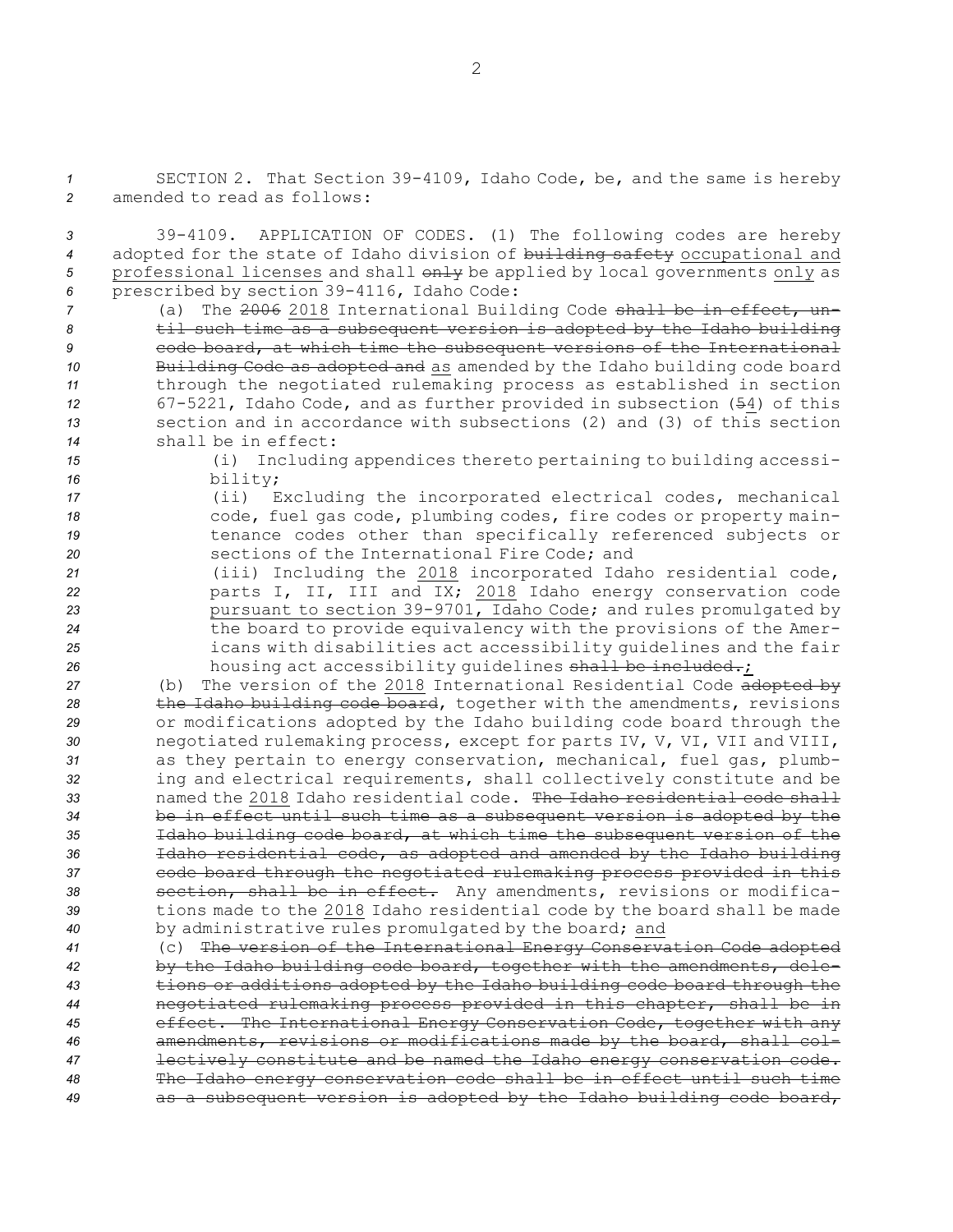SECTION 2. That Section 39-4109, Idaho Code, be, and the same is hereby amended to read as follows:

39-4109. APPLICATION OF CODES. (1) The following codes are hereby adopted for the state of Idaho division of ~~building safety~~ <u>occupational and professional licenses</u> and shall ~~only~~ be applied by local governments <u>only</u> as prescribed by section 39-4116, Idaho Code:

(a) The ~~2006~~ <u>2018</u> International Building Code ~~shall be in effect, until such time as a subsequent version is adopted by the Idaho building code board, at which time the subsequent versions of the International Building Code as adopted and~~ <u>as</u> amended by the Idaho building code board through the negotiated rulemaking process as established in section 67-5221, Idaho Code, and as further provided in subsection (~~5~~<u>4</u>) of this section and in accordance with subsections (2) and (3) of this section shall be in effect:

(i) Including appendices thereto pertaining to building accessibility;

(ii) Excluding the incorporated electrical codes, mechanical code, fuel gas code, plumbing codes, fire codes or property maintenance codes other than specifically referenced subjects or sections of the International Fire Code; and

(iii) Including the <u>2018</u> incorporated Idaho residential code, parts I, II, III and IX; <u>2018</u> Idaho energy conservation code <u>pursuant to section 39-9701, Idaho Code</u>; and rules promulgated by the board to provide equivalency with the provisions of the Americans with disabilities act accessibility guidelines and the fair housing act accessibility guidelines ~~shall be included.~~<u>;</u>

(b) The version of the <u>2018</u> International Residential Code ~~adopted by the Idaho building code board~~, together with the amendments, revisions or modifications adopted by the Idaho building code board through the negotiated rulemaking process, except for parts IV, V, VI, VII and VIII, as they pertain to energy conservation, mechanical, fuel gas, plumbing and electrical requirements, shall collectively constitute and be named the <u>2018</u> Idaho residential code. ~~The Idaho residential code shall be in effect until such time as a subsequent version is adopted by the Idaho building code board, at which time the subsequent version of the Idaho residential code, as adopted and amended by the Idaho building code board through the negotiated rulemaking process provided in this section, shall be in effect.~~ Any amendments, revisions or modifications made to the <u>2018</u> Idaho residential code by the board shall be made by administrative rules promulgated by the board; <u>and</u>

(c) ~~The version of the International Energy Conservation Code adopted by the Idaho building code board, together with the amendments, deletions or additions adopted by the Idaho building code board through the negotiated rulemaking process provided in this chapter, shall be in effect. The International Energy Conservation Code, together with any amendments, revisions or modifications made by the board, shall collectively constitute and be named the Idaho energy conservation code. The Idaho energy conservation code shall be in effect until such time as a subsequent version is adopted by the Idaho building code board,~~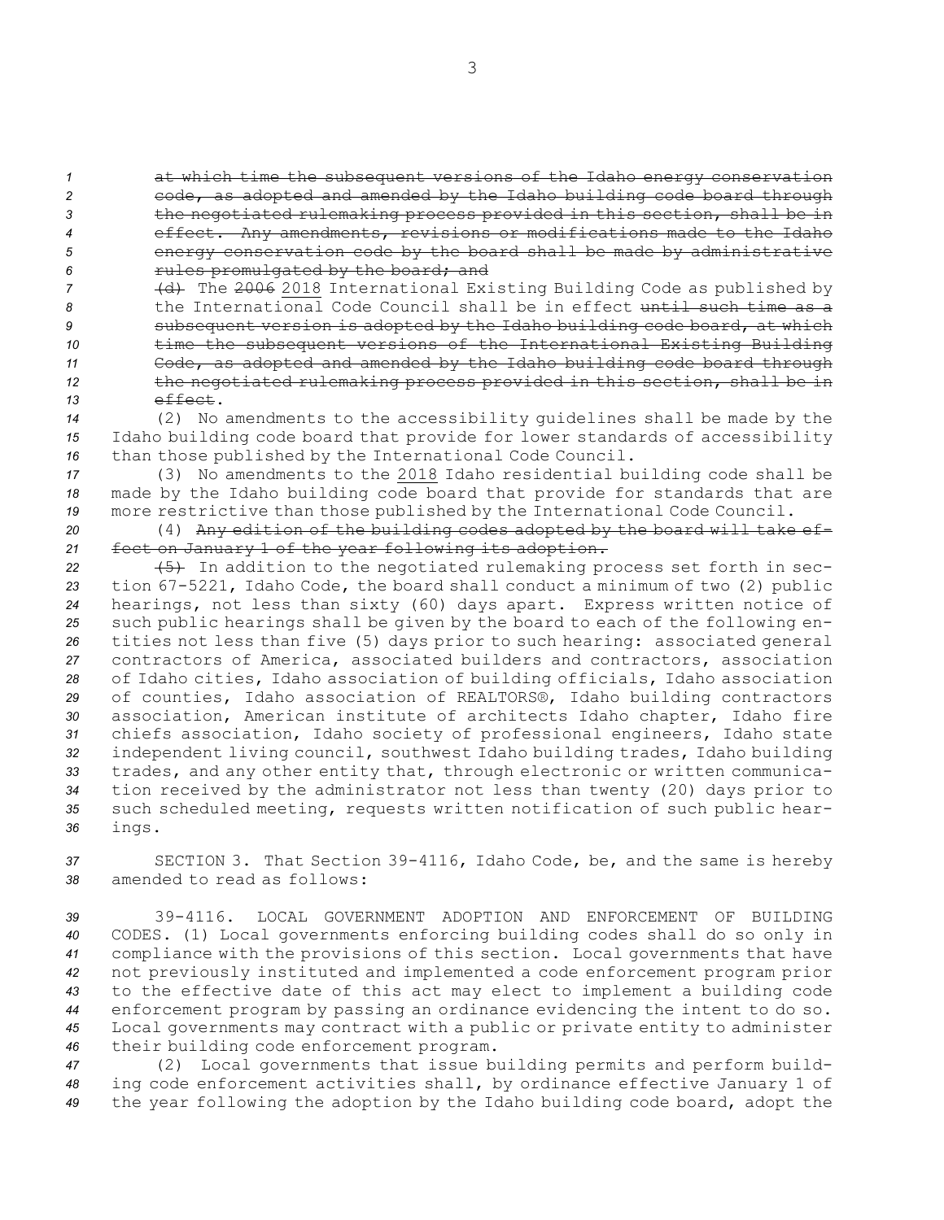~~at which time the subsequent versions of the Idaho energy conservation code, as adopted and amended by the Idaho building code board through the negotiated rulemaking process provided in this section, shall be in effect. Any amendments, revisions or modifications made to the Idaho energy conservation code by the board shall be made by administrative rules promulgated by the board; and~~

~~(d)~~ The ~~2006~~ <u>2018</u> International Existing Building Code as published by the International Code Council shall be in effect ~~until such time as a subsequent version is adopted by the Idaho building code board, at which time the subsequent versions of the International Existing Building Code, as adopted and amended by the Idaho building code board through the negotiated rulemaking process provided in this section, shall be in effect~~.

(2) No amendments to the accessibility guidelines shall be made by the Idaho building code board that provide for lower standards of accessibility than those published by the International Code Council.

(3) No amendments to the <u>2018</u> Idaho residential building code shall be made by the Idaho building code board that provide for standards that are more restrictive than those published by the International Code Council.

(4) ~~Any edition of the building codes adopted by the board will take effect on January 1 of the year following its adoption.~~

~~(5)~~ In addition to the negotiated rulemaking process set forth in section 67-5221, Idaho Code, the board shall conduct a minimum of two (2) public hearings, not less than sixty (60) days apart. Express written notice of such public hearings shall be given by the board to each of the following entities not less than five (5) days prior to such hearing: associated general contractors of America, associated builders and contractors, association of Idaho cities, Idaho association of building officials, Idaho association of counties, Idaho association of REALTORS®, Idaho building contractors association, American institute of architects Idaho chapter, Idaho fire chiefs association, Idaho society of professional engineers, Idaho state independent living council, southwest Idaho building trades, Idaho building trades, and any other entity that, through electronic or written communication received by the administrator not less than twenty (20) days prior to such scheduled meeting, requests written notification of such public hearings.

SECTION 3. That Section 39-4116, Idaho Code, be, and the same is hereby amended to read as follows:

39-4116. LOCAL GOVERNMENT ADOPTION AND ENFORCEMENT OF BUILDING CODES. (1) Local governments enforcing building codes shall do so only in compliance with the provisions of this section. Local governments that have not previously instituted and implemented a code enforcement program prior to the effective date of this act may elect to implement a building code enforcement program by passing an ordinance evidencing the intent to do so. Local governments may contract with a public or private entity to administer their building code enforcement program.

(2) Local governments that issue building permits and perform building code enforcement activities shall, by ordinance effective January 1 of the year following the adoption by the Idaho building code board, adopt the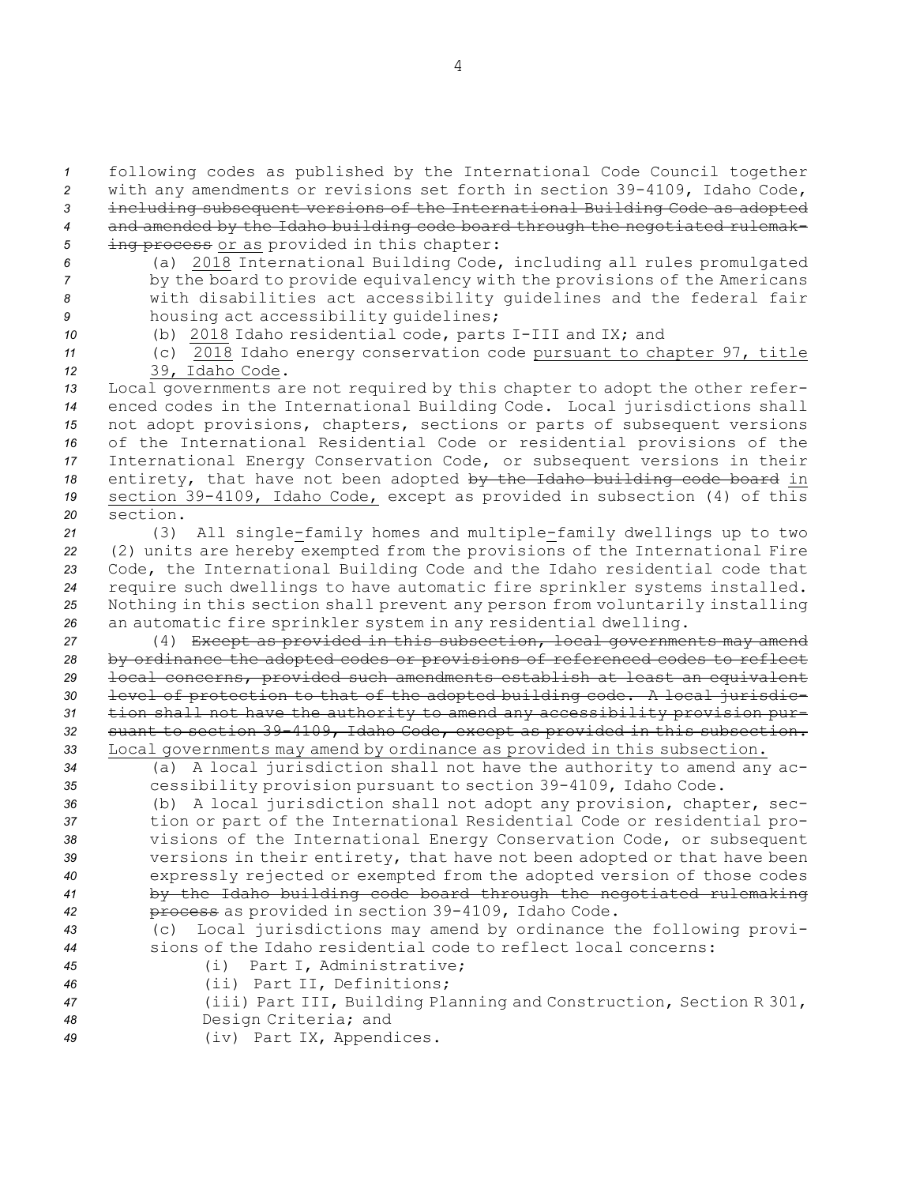following codes as published by the International Code Council together with any amendments or revisions set forth in section 39-4109, Idaho Code, ~~including subsequent versions of the International Building Code as adopted and amended by the Idaho building code board through the negotiated rulemaking process~~ or as provided in this chapter:

(a) 2018 International Building Code, including all rules promulgated by the board to provide equivalency with the provisions of the Americans with disabilities act accessibility guidelines and the federal fair housing act accessibility guidelines;

(b) 2018 Idaho residential code, parts I-III and IX; and

(c) 2018 Idaho energy conservation code pursuant to chapter 97, title 39, Idaho Code.

Local governments are not required by this chapter to adopt the other referenced codes in the International Building Code. Local jurisdictions shall not adopt provisions, chapters, sections or parts of subsequent versions of the International Residential Code or residential provisions of the International Energy Conservation Code, or subsequent versions in their entirety, that have not been adopted ~~by the Idaho building code board~~ in section 39-4109, Idaho Code, except as provided in subsection (4) of this section.

(3) All single-family homes and multiple-family dwellings up to two (2) units are hereby exempted from the provisions of the International Fire Code, the International Building Code and the Idaho residential code that require such dwellings to have automatic fire sprinkler systems installed. Nothing in this section shall prevent any person from voluntarily installing an automatic fire sprinkler system in any residential dwelling.

(4) ~~Except as provided in this subsection, local governments may amend by ordinance the adopted codes or provisions of referenced codes to reflect local concerns, provided such amendments establish at least an equivalent level of protection to that of the adopted building code. A local jurisdiction shall not have the authority to amend any accessibility provision pursuant to section 39-4109, Idaho Code, except as provided in this subsection.~~ Local governments may amend by ordinance as provided in this subsection.

(a) A local jurisdiction shall not have the authority to amend any accessibility provision pursuant to section 39-4109, Idaho Code.

(b) A local jurisdiction shall not adopt any provision, chapter, section or part of the International Residential Code or residential provisions of the International Energy Conservation Code, or subsequent versions in their entirety, that have not been adopted or that have been expressly rejected or exempted from the adopted version of those codes ~~by the Idaho building code board through the negotiated rulemaking process~~ as provided in section 39-4109, Idaho Code.

(c) Local jurisdictions may amend by ordinance the following provisions of the Idaho residential code to reflect local concerns:

(i) Part I, Administrative;

(ii) Part II, Definitions;

(iii) Part III, Building Planning and Construction, Section R 301, Design Criteria; and

(iv) Part IX, Appendices.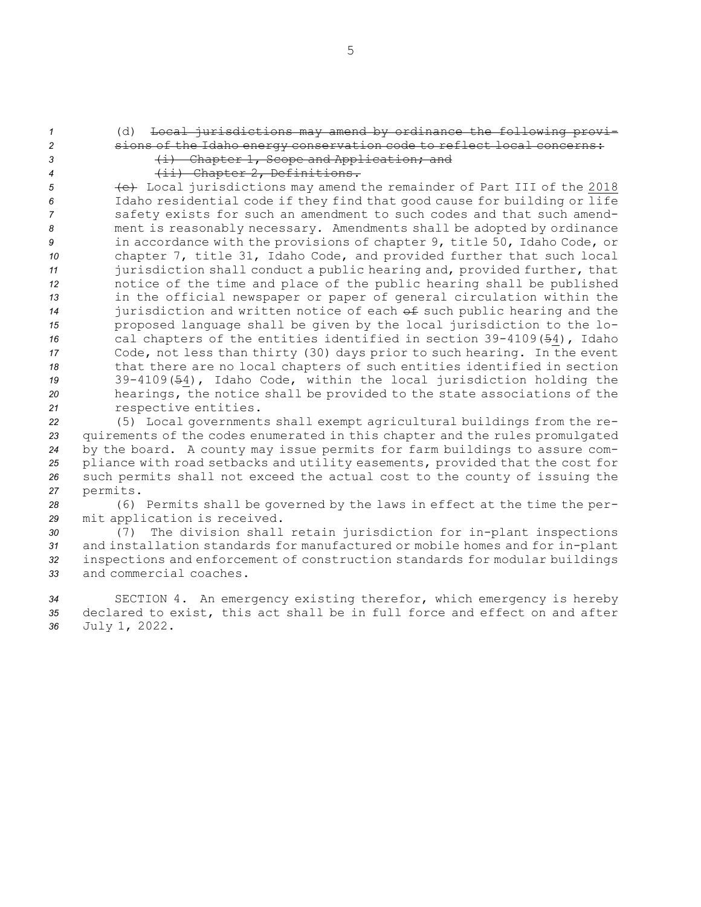(d) ~~Local jurisdictions may amend by ordinance the following provisions of the Idaho energy conservation code to reflect local concerns:~~

~~(i) Chapter 1, Scope and Application; and~~

~~(ii) Chapter 2, Definitions.~~

~~(e)~~ Local jurisdictions may amend the remainder of Part III of the <u>2018</u> Idaho residential code if they find that good cause for building or life safety exists for such an amendment to such codes and that such amendment is reasonably necessary. Amendments shall be adopted by ordinance in accordance with the provisions of chapter 9, title 50, Idaho Code, or chapter 7, title 31, Idaho Code, and provided further that such local jurisdiction shall conduct a public hearing and, provided further, that notice of the time and place of the public hearing shall be published in the official newspaper or paper of general circulation within the jurisdiction and written notice of each ~~of~~ such public hearing and the proposed language shall be given by the local jurisdiction to the local chapters of the entities identified in section 39-4109(~~5~~<u>4</u>), Idaho Code, not less than thirty (30) days prior to such hearing. In the event that there are no local chapters of such entities identified in section 39-4109(~~5~~<u>4</u>), Idaho Code, within the local jurisdiction holding the hearings, the notice shall be provided to the state associations of the respective entities.

(5) Local governments shall exempt agricultural buildings from the requirements of the codes enumerated in this chapter and the rules promulgated by the board. A county may issue permits for farm buildings to assure compliance with road setbacks and utility easements, provided that the cost for such permits shall not exceed the actual cost to the county of issuing the permits.

(6) Permits shall be governed by the laws in effect at the time the permit application is received.

(7) The division shall retain jurisdiction for in-plant inspections and installation standards for manufactured or mobile homes and for in-plant inspections and enforcement of construction standards for modular buildings and commercial coaches.

SECTION 4. An emergency existing therefor, which emergency is hereby declared to exist, this act shall be in full force and effect on and after July 1, 2022.